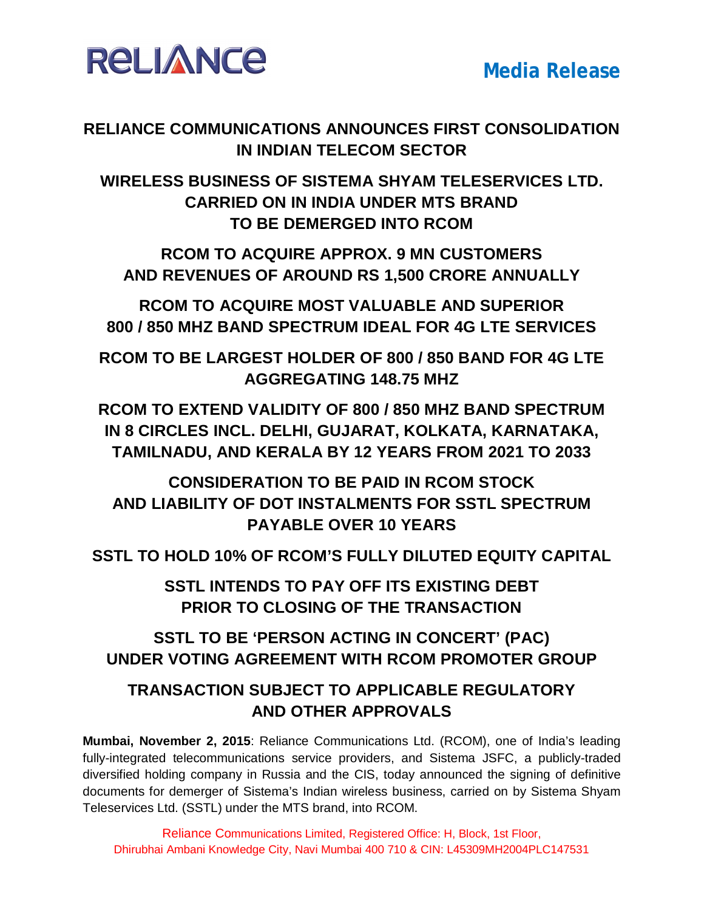RELIANCE

**Media Release**

# RELIANCE COMMUNICATIONS ANNOUNCES FIRST CONSOLIDATION IN INDIAN TELECOM SECTOR

## WIRELESS BUSINESS OF SISTEMA SHYAM TELESERVICES LTD. CARRIED ON IN INDIA UNDER MTS BRAND TO BE DEMERGED INTO RCOM

## RCOM TO ACQUIRE APPROX. 9 MN CUSTOMERS AND REVENUES OF AROUND RS 1,500 CRORE ANNUALLY

## RCOM TO ACQUIRE MOST VALUABLE AND SUPERIOR 800 / 850 MHZ BAND SPECTRUM IDEAL FOR 4G LTE SERVICES

## RCOM TO BE LARGEST HOLDER OF 800 / 850 BAND FOR 4G LTE AGGREGATING 148.75 MHZ

## RCOM TO EXTEND VALIDITY OF 800 / 850 MHZ BAND SPECTRUM IN 8 CIRCLES INCL. DELHI, GUJARAT, KOLKATA, KARNATAKA, TAMILNADU, AND KERALA BY 12 YEARS FROM 2021 TO 2033

## CONSIDERATION TO BE PAID IN RCOM STOCK AND LIABILITY OF DOT INSTALMENTS FOR SSTL SPECTRUM PAYABLE OVER 10 YEARS

## SSTL TO HOLD 10% OF RCOM'S FULLY DILUTED EQUITY CAPITAL

## SSTL INTENDS TO PAY OFF ITS EXISTING DEBT PRIOR TO CLOSING OF THE TRANSACTION

## SSTL TO BE 'PERSON ACTING IN CONCERT' (PAC) UNDER VOTING AGREEMENT WITH RCOM PROMOTER GROUP

## TRANSACTION SUBJECT TO APPLICABLE REGULATORY AND OTHER APPROVALS

**Mumbai, November 2, 2015**: Reliance Communications Ltd. (RCOM), one of India's leading fully-integrated telecommunications service providers, and Sistema JSFC, a publicly-traded diversified holding company in Russia and the CIS, today announced the signing of definitive documents for demerger of Sistema's Indian wireless business, carried on by Sistema Shyam Teleservices Ltd. (SSTL) under the MTS brand, into RCOM.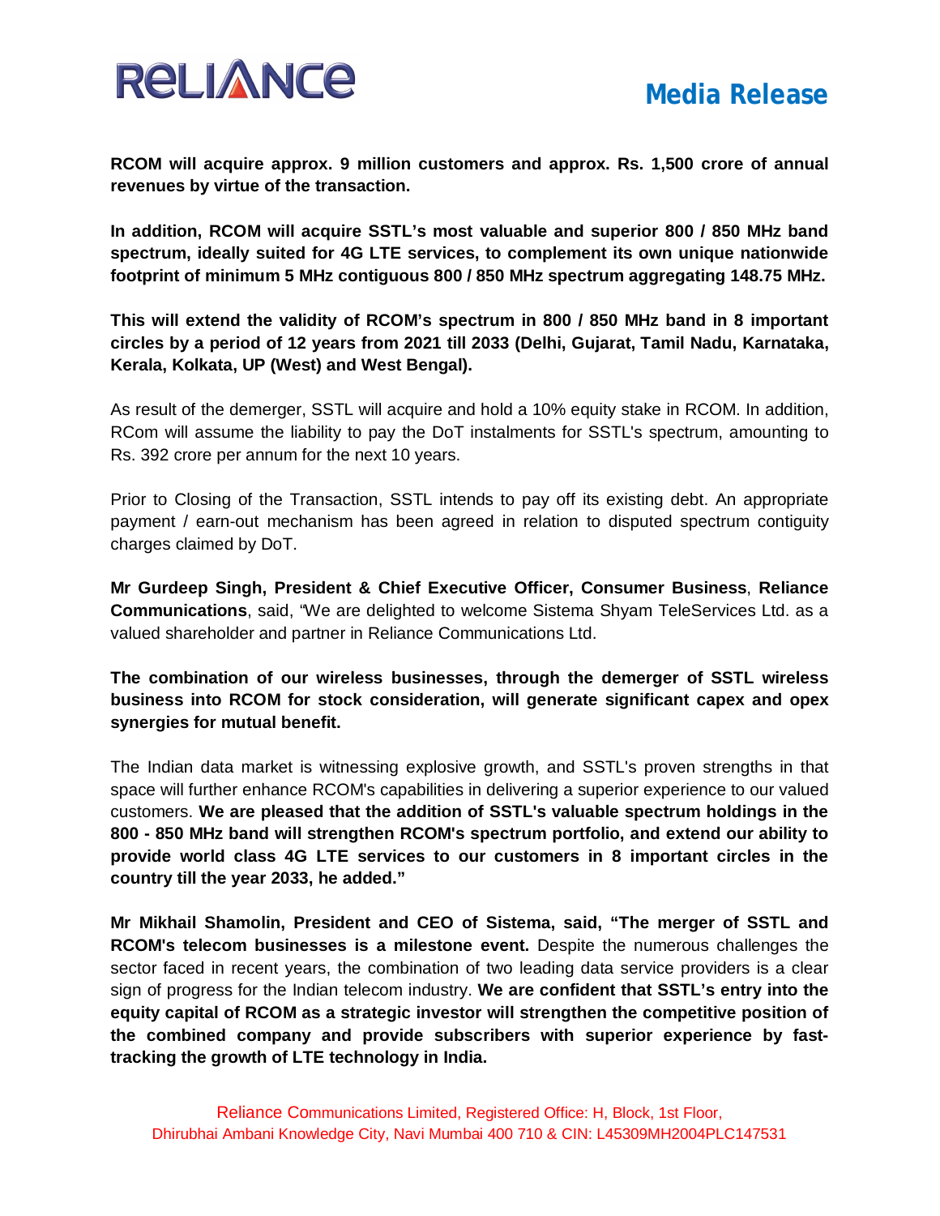**RCOM will acquire approx. 9 million customers and approx. Rs. 1,500 crore of annual revenues by virtue of the transaction.**

**In addition, RCOM will acquire SSTL's most valuable and superior 800 / 850 MHz band spectrum, ideally suited for 4G LTE services, to complement its own unique nationwide footprint of minimum 5 MHz contiguous 800 / 850 MHz spectrum aggregating 148.75 MHz.**

**This will extend the validity of RCOM's spectrum in 800 / 850 MHz band in 8 important circles by a period of 12 years from 2021 till 2033 (Delhi, Gujarat, Tamil Nadu, Karnataka, Kerala, Kolkata, UP (West) and West Bengal).**

As result of the demerger, SSTL will acquire and hold a 10% equity stake in RCOM. In addition, RCom will assume the liability to pay the DoT instalments for SSTL's spectrum, amounting to Rs. 392 crore per annum for the next 10 years.

Prior to Closing of the Transaction, SSTL intends to pay off its existing debt. An appropriate payment / earn-out mechanism has been agreed in relation to disputed spectrum contiguity charges claimed by DoT.

**Mr Gurdeep Singh, President & Chief Executive Officer, Consumer Business**, **Reliance Communications**, said, "We are delighted to welcome Sistema Shyam TeleServices Ltd. as a valued shareholder and partner in Reliance Communications Ltd.

**The combination of our wireless businesses, through the demerger of SSTL wireless business into RCOM for stock consideration, will generate significant capex and opex synergies for mutual benefit.**

The Indian data market is witnessing explosive growth, and SSTL's proven strengths in that space will further enhance RCOM's capabilities in delivering a superior experience to our valued customers. **We are pleased that the addition of SSTL's valuable spectrum holdings in the 800 - 850 MHz band will strengthen RCOM's spectrum portfolio, and extend our ability to provide world class 4G LTE services to our customers in 8 important circles in the country till the year 2033, he added."**

**Mr Mikhail Shamolin, President and CEO of Sistema, said, "The merger of SSTL and RCOM's telecom businesses is a milestone event.** Despite the numerous challenges the sector faced in recent years, the combination of two leading data service providers is a clear sign of progress for the Indian telecom industry. **We are confident that SSTL's entry into the equity capital of RCOM as a strategic investor will strengthen the competitive position of the combined company and provide subscribers with superior experience by fast-tracking the growth of LTE technology in India.**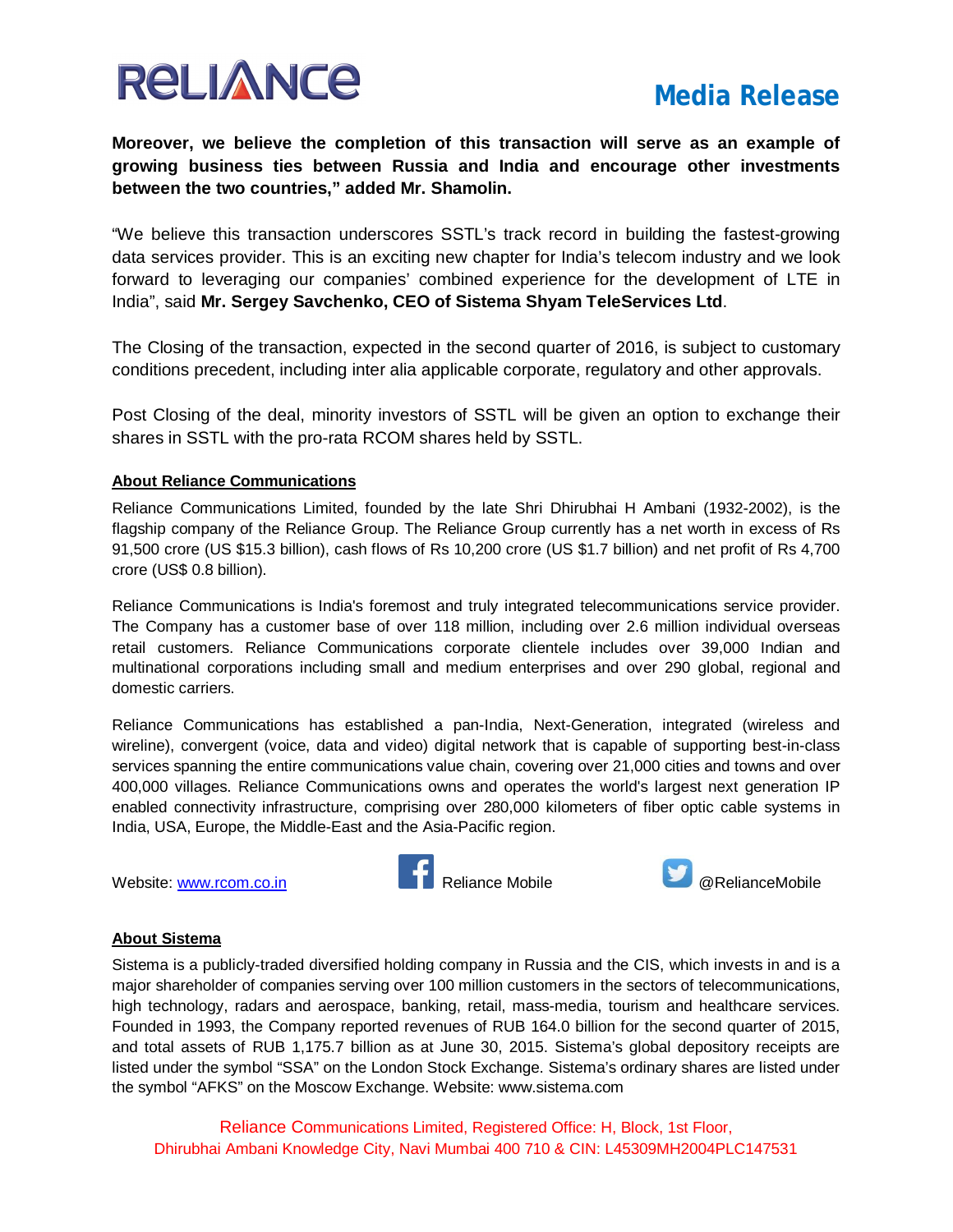**Moreover, we believe the completion of this transaction will serve as an example of growing business ties between Russia and India and encourage other investments between the two countries," added Mr. Shamolin.**

"We believe this transaction underscores SSTL's track record in building the fastest-growing data services provider. This is an exciting new chapter for India's telecom industry and we look forward to leveraging our companies' combined experience for the development of LTE in India", said **Mr. Sergey Savchenko, CEO of Sistema Shyam TeleServices Ltd**.

The Closing of the transaction, expected in the second quarter of 2016, is subject to customary conditions precedent, including inter alia applicable corporate, regulatory and other approvals.

Post Closing of the deal, minority investors of SSTL will be given an option to exchange their shares in SSTL with the pro-rata RCOM shares held by SSTL.

**About Reliance Communications**

Reliance Communications Limited, founded by the late Shri Dhirubhai H Ambani (1932-2002), is the flagship company of the Reliance Group. The Reliance Group currently has a net worth in excess of Rs 91,500 crore (US $15.3 billion), cash flows of Rs 10,200 crore (US $1.7 billion) and net profit of Rs 4,700 crore (US$ 0.8 billion).

Reliance Communications is India's foremost and truly integrated telecommunications service provider. The Company has a customer base of over 118 million, including over 2.6 million individual overseas retail customers. Reliance Communications corporate clientele includes over 39,000 Indian and multinational corporations including small and medium enterprises and over 290 global, regional and domestic carriers.

Reliance Communications has established a pan-India, Next-Generation, integrated (wireless and wireline), convergent (voice, data and video) digital network that is capable of supporting best-in-class services spanning the entire communications value chain, covering over 21,000 cities and towns and over 400,000 villages. Reliance Communications owns and operates the world's largest next generation IP enabled connectivity infrastructure, comprising over 280,000 kilometers of fiber optic cable systems in India, USA, Europe, the Middle-East and the Asia-Pacific region.

Website: www.rcom.co.in Reliance Mobile @RelianceMobile

**About Sistema**

Sistema is a publicly-traded diversified holding company in Russia and the CIS, which invests in and is a major shareholder of companies serving over 100 million customers in the sectors of telecommunications, high technology, radars and aerospace, banking, retail, mass-media, tourism and healthcare services. Founded in 1993, the Company reported revenues of RUB 164.0 billion for the second quarter of 2015, and total assets of RUB 1,175.7 billion as at June 30, 2015. Sistema's global depository receipts are listed under the symbol "SSA" on the London Stock Exchange. Sistema's ordinary shares are listed under the symbol "AFKS" on the Moscow Exchange. Website: www.sistema.com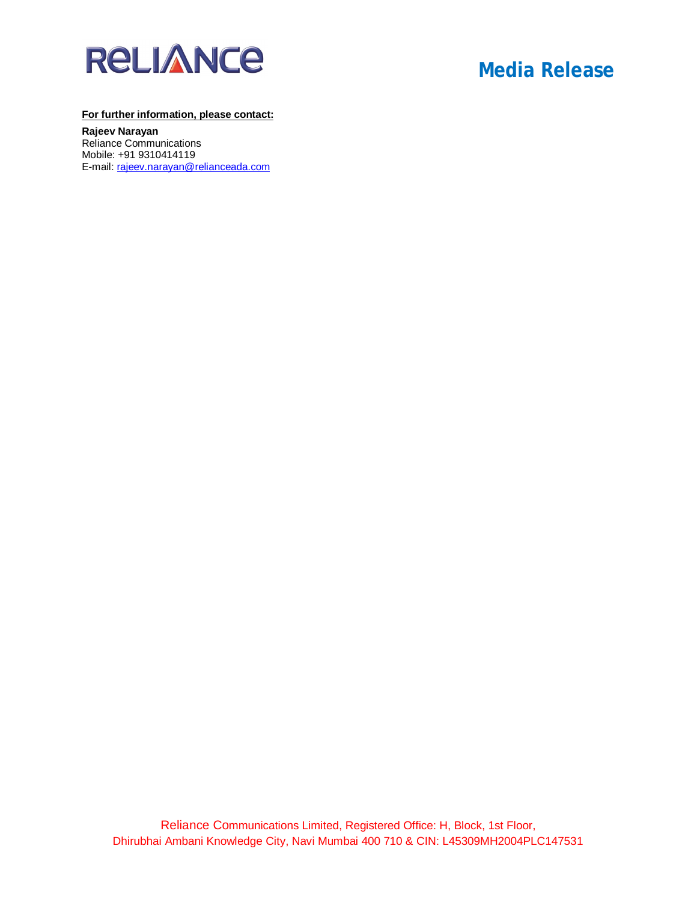**For further information, please contact:**

**Rajeev Narayan**
Reliance Communications
Mobile: +91 9310414119
E-mail: rajeev.narayan@relianceada.com